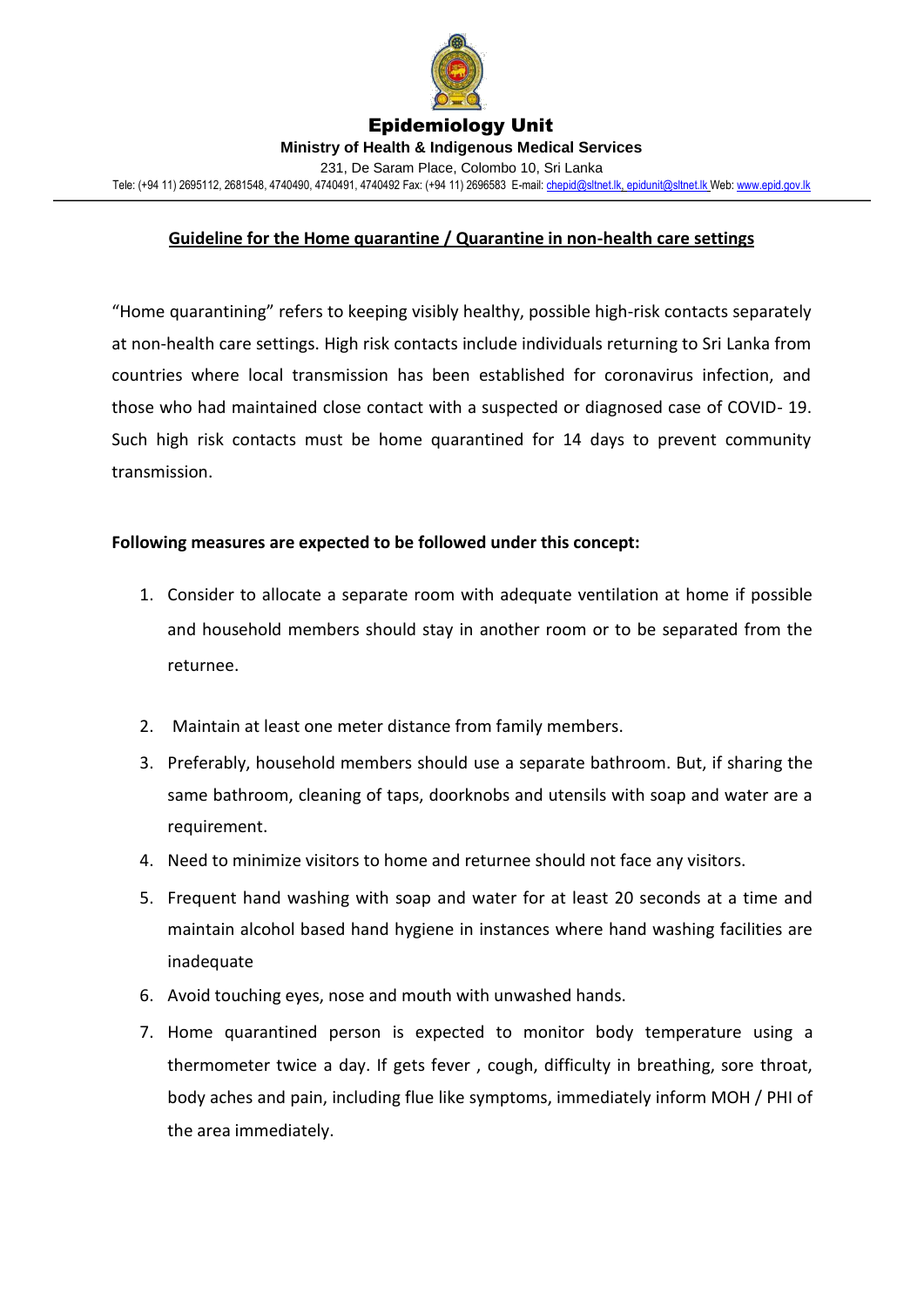# Epidemiology Unit

**Ministry of Health & Indigenous Medical Services**

231, De Saram Place, Colombo 10, Sri Lanka

Tele: (+94 11) 2695112, 2681548, 4740490, 4740491, 4740492 Fax: (+94 11) 2696583 E-mail: chepid@sltnet.lk, epidunit@sltnet.lk Web: www.epid.gov.lk

---

## Guideline for the Home quarantine / Quarantine in non-health care settings

"Home quarantining" refers to keeping visibly healthy, possible high-risk contacts separately at non-health care settings. High risk contacts include individuals returning to Sri Lanka from countries where local transmission has been established for coronavirus infection, and those who had maintained close contact with a suspected or diagnosed case of COVID- 19. Such high risk contacts must be home quarantined for 14 days to prevent community transmission.

**Following measures are expected to be followed under this concept:**

1. Consider to allocate a separate room with adequate ventilation at home if possible and household members should stay in another room or to be separated from the returnee.
2. Maintain at least one meter distance from family members.
3. Preferably, household members should use a separate bathroom. But, if sharing the same bathroom, cleaning of taps, doorknobs and utensils with soap and water are a requirement.
4. Need to minimize visitors to home and returnee should not face any visitors.
5. Frequent hand washing with soap and water for at least 20 seconds at a time and maintain alcohol based hand hygiene in instances where hand washing facilities are inadequate
6. Avoid touching eyes, nose and mouth with unwashed hands.
7. Home quarantined person is expected to monitor body temperature using a thermometer twice a day. If gets fever , cough, difficulty in breathing, sore throat, body aches and pain, including flue like symptoms, immediately inform MOH / PHI of the area immediately.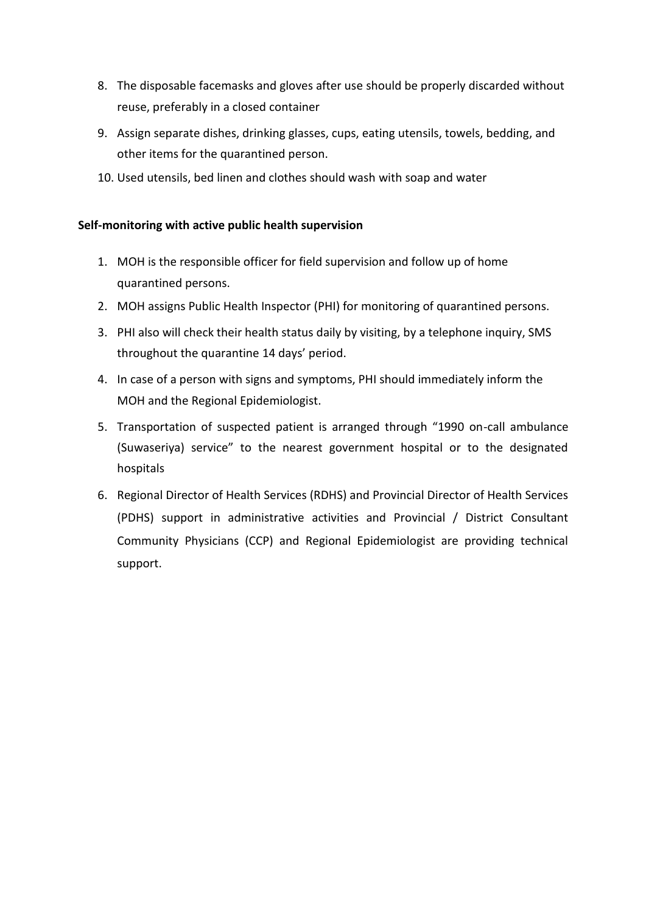8. The disposable facemasks and gloves after use should be properly discarded without reuse, preferably in a closed container
9. Assign separate dishes, drinking glasses, cups, eating utensils, towels, bedding, and other items for the quarantined person.
10. Used utensils, bed linen and clothes should wash with soap and water

**Self-monitoring with active public health supervision**

1. MOH is the responsible officer for field supervision and follow up of home quarantined persons.
2. MOH assigns Public Health Inspector (PHI) for monitoring of quarantined persons.
3. PHI also will check their health status daily by visiting, by a telephone inquiry, SMS throughout the quarantine 14 days' period.
4. In case of a person with signs and symptoms, PHI should immediately inform the MOH and the Regional Epidemiologist.
5. Transportation of suspected patient is arranged through "1990 on-call ambulance (Suwaseriya) service" to the nearest government hospital or to the designated hospitals
6. Regional Director of Health Services (RDHS) and Provincial Director of Health Services (PDHS) support in administrative activities and Provincial / District Consultant Community Physicians (CCP) and Regional Epidemiologist are providing technical support.